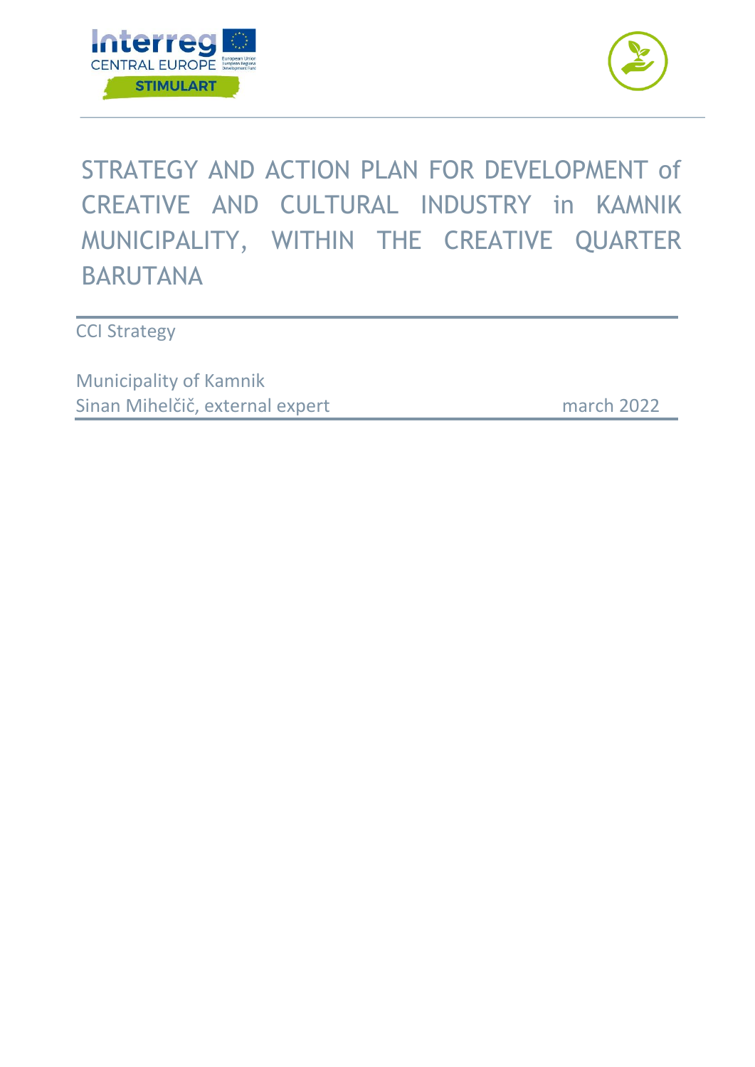Interreg CENTRAL EUROPE

STIMULART

# STRATEGY AND ACTION PLAN FOR DEVELOPMENT of CREATIVE AND CULTURAL INDUSTRY in KAMNIK MUNICIPALITY, WITHIN THE CREATIVE QUARTER BARUTANA

CCI Strategy

Municipality of Kamnik
Sinan Mihelčič, external expert

march 2022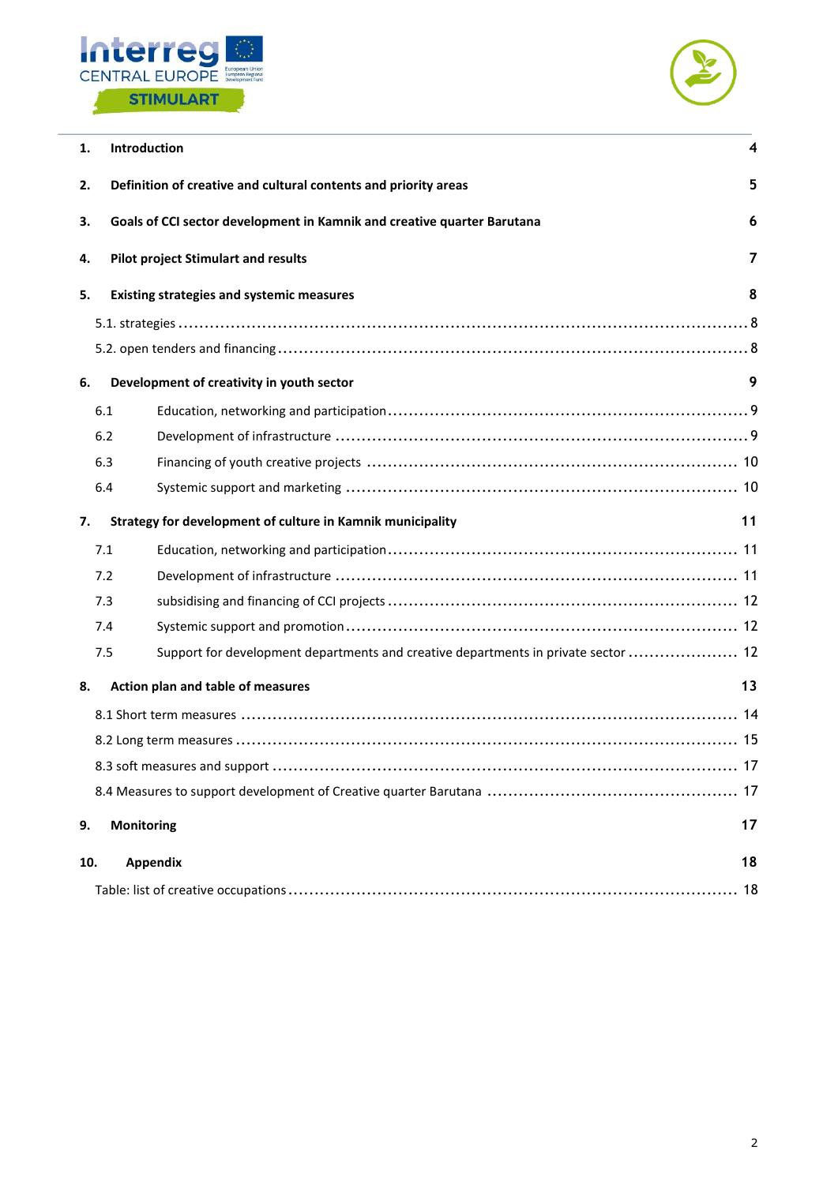1. **Introduction** 4

2. **Definition of creative and cultural contents and priority areas** 5

3. **Goals of CCI sector development in Kamnik and creative quarter Barutana** 6

4. **Pilot project Stimulart and results** 7

5. **Existing strategies and systemic measures** 8
   - 5.1. strategies ........ 8
   - 5.2. open tenders and financing ........ 8

6. **Development of creativity in youth sector** 9
   - 6.1 Education, networking and participation ........ 9
   - 6.2 Development of infrastructure ........ 9
   - 6.3 Financing of youth creative projects ........ 10
   - 6.4 Systemic support and marketing ........ 10

7. **Strategy for development of culture in Kamnik municipality** 11
   - 7.1 Education, networking and participation ........ 11
   - 7.2 Development of infrastructure ........ 11
   - 7.3 subsidising and financing of CCI projects ........ 12
   - 7.4 Systemic support and promotion ........ 12
   - 7.5 Support for development departments and creative departments in private sector ........ 12

8. **Action plan and table of measures** 13
   - 8.1 Short term measures ........ 14
   - 8.2 Long term measures ........ 15
   - 8.3 soft measures and support ........ 17
   - 8.4 Measures to support development of Creative quarter Barutana ........ 17

9. **Monitoring** 17

10. **Appendix** 18
    - Table: list of creative occupations ........ 18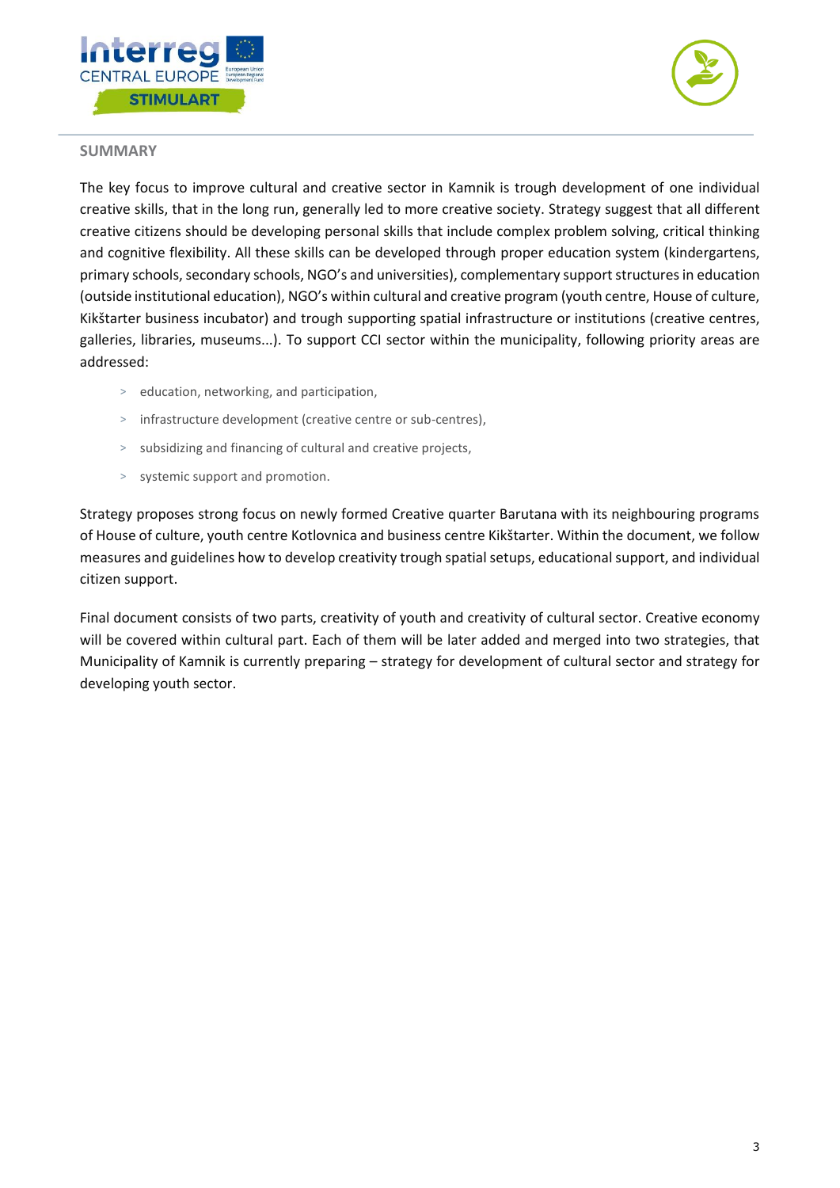## SUMMARY

The key focus to improve cultural and creative sector in Kamnik is trough development of one individual creative skills, that in the long run, generally led to more creative society. Strategy suggest that all different creative citizens should be developing personal skills that include complex problem solving, critical thinking and cognitive flexibility. All these skills can be developed through proper education system (kindergartens, primary schools, secondary schools, NGO's and universities), complementary support structures in education (outside institutional education), NGO's within cultural and creative program (youth centre, House of culture, Kikštarter business incubator) and trough supporting spatial infrastructure or institutions (creative centres, galleries, libraries, museums...). To support CCI sector within the municipality, following priority areas are addressed:

- education, networking, and participation,
- infrastructure development (creative centre or sub-centres),
- subsidizing and financing of cultural and creative projects,
- systemic support and promotion.

Strategy proposes strong focus on newly formed Creative quarter Barutana with its neighbouring programs of House of culture, youth centre Kotlovnica and business centre Kikštarter. Within the document, we follow measures and guidelines how to develop creativity trough spatial setups, educational support, and individual citizen support.

Final document consists of two parts, creativity of youth and creativity of cultural sector. Creative economy will be covered within cultural part. Each of them will be later added and merged into two strategies, that Municipality of Kamnik is currently preparing – strategy for development of cultural sector and strategy for developing youth sector.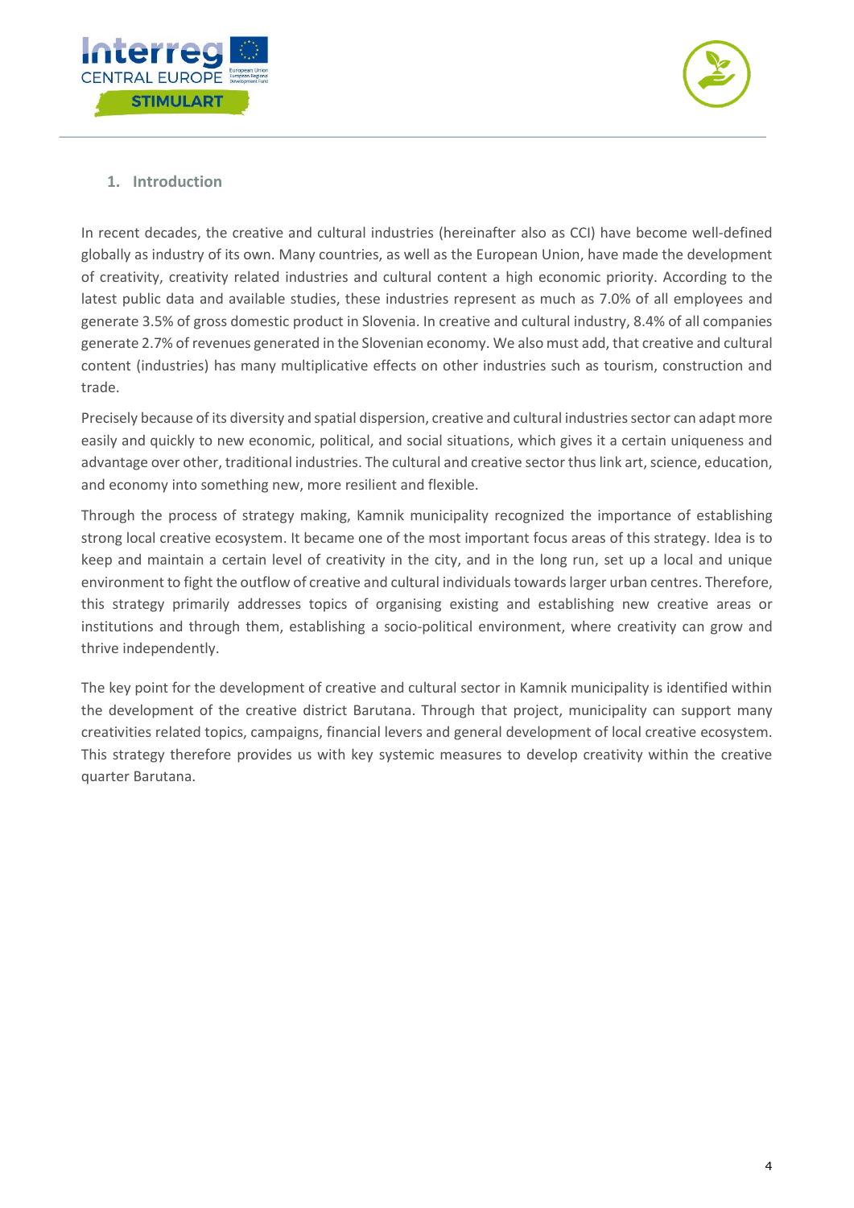## 1. Introduction

In recent decades, the creative and cultural industries (hereinafter also as CCI) have become well-defined globally as industry of its own. Many countries, as well as the European Union, have made the development of creativity, creativity related industries and cultural content a high economic priority. According to the latest public data and available studies, these industries represent as much as 7.0% of all employees and generate 3.5% of gross domestic product in Slovenia. In creative and cultural industry, 8.4% of all companies generate 2.7% of revenues generated in the Slovenian economy. We also must add, that creative and cultural content (industries) has many multiplicative effects on other industries such as tourism, construction and trade.

Precisely because of its diversity and spatial dispersion, creative and cultural industries sector can adapt more easily and quickly to new economic, political, and social situations, which gives it a certain uniqueness and advantage over other, traditional industries. The cultural and creative sector thus link art, science, education, and economy into something new, more resilient and flexible.

Through the process of strategy making, Kamnik municipality recognized the importance of establishing strong local creative ecosystem. It became one of the most important focus areas of this strategy. Idea is to keep and maintain a certain level of creativity in the city, and in the long run, set up a local and unique environment to fight the outflow of creative and cultural individuals towards larger urban centres. Therefore, this strategy primarily addresses topics of organising existing and establishing new creative areas or institutions and through them, establishing a socio-political environment, where creativity can grow and thrive independently.

The key point for the development of creative and cultural sector in Kamnik municipality is identified within the development of the creative district Barutana. Through that project, municipality can support many creativities related topics, campaigns, financial levers and general development of local creative ecosystem. This strategy therefore provides us with key systemic measures to develop creativity within the creative quarter Barutana.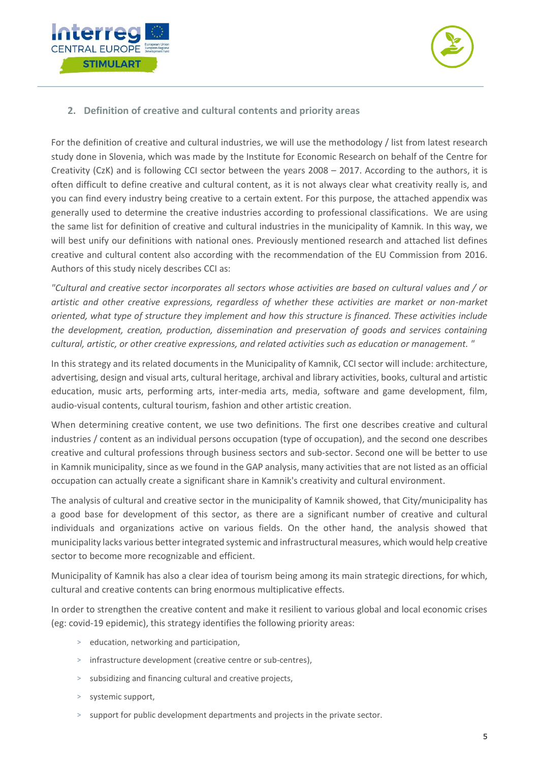## 2. Definition of creative and cultural contents and priority areas

For the definition of creative and cultural industries, we will use the methodology / list from latest research study done in Slovenia, which was made by the Institute for Economic Research on behalf of the Centre for Creativity (CzK) and is following CCI sector between the years 2008 – 2017. According to the authors, it is often difficult to define creative and cultural content, as it is not always clear what creativity really is, and you can find every industry being creative to a certain extent. For this purpose, the attached appendix was generally used to determine the creative industries according to professional classifications. We are using the same list for definition of creative and cultural industries in the municipality of Kamnik. In this way, we will best unify our definitions with national ones. Previously mentioned research and attached list defines creative and cultural content also according with the recommendation of the EU Commission from 2016. Authors of this study nicely describes CCI as:

*"Cultural and creative sector incorporates all sectors whose activities are based on cultural values and / or artistic and other creative expressions, regardless of whether these activities are market or non-market oriented, what type of structure they implement and how this structure is financed. These activities include the development, creation, production, dissemination and preservation of goods and services containing cultural, artistic, or other creative expressions, and related activities such as education or management. "*

In this strategy and its related documents in the Municipality of Kamnik, CCI sector will include: architecture, advertising, design and visual arts, cultural heritage, archival and library activities, books, cultural and artistic education, music arts, performing arts, inter-media arts, media, software and game development, film, audio-visual contents, cultural tourism, fashion and other artistic creation.

When determining creative content, we use two definitions. The first one describes creative and cultural industries / content as an individual persons occupation (type of occupation), and the second one describes creative and cultural professions through business sectors and sub-sector. Second one will be better to use in Kamnik municipality, since as we found in the GAP analysis, many activities that are not listed as an official occupation can actually create a significant share in Kamnik's creativity and cultural environment.

The analysis of cultural and creative sector in the municipality of Kamnik showed, that City/municipality has a good base for development of this sector, as there are a significant number of creative and cultural individuals and organizations active on various fields. On the other hand, the analysis showed that municipality lacks various better integrated systemic and infrastructural measures, which would help creative sector to become more recognizable and efficient.

Municipality of Kamnik has also a clear idea of tourism being among its main strategic directions, for which, cultural and creative contents can bring enormous multiplicative effects.

In order to strengthen the creative content and make it resilient to various global and local economic crises (eg: covid-19 epidemic), this strategy identifies the following priority areas:

- education, networking and participation,
- infrastructure development (creative centre or sub-centres),
- subsidizing and financing cultural and creative projects,
- systemic support,
- support for public development departments and projects in the private sector.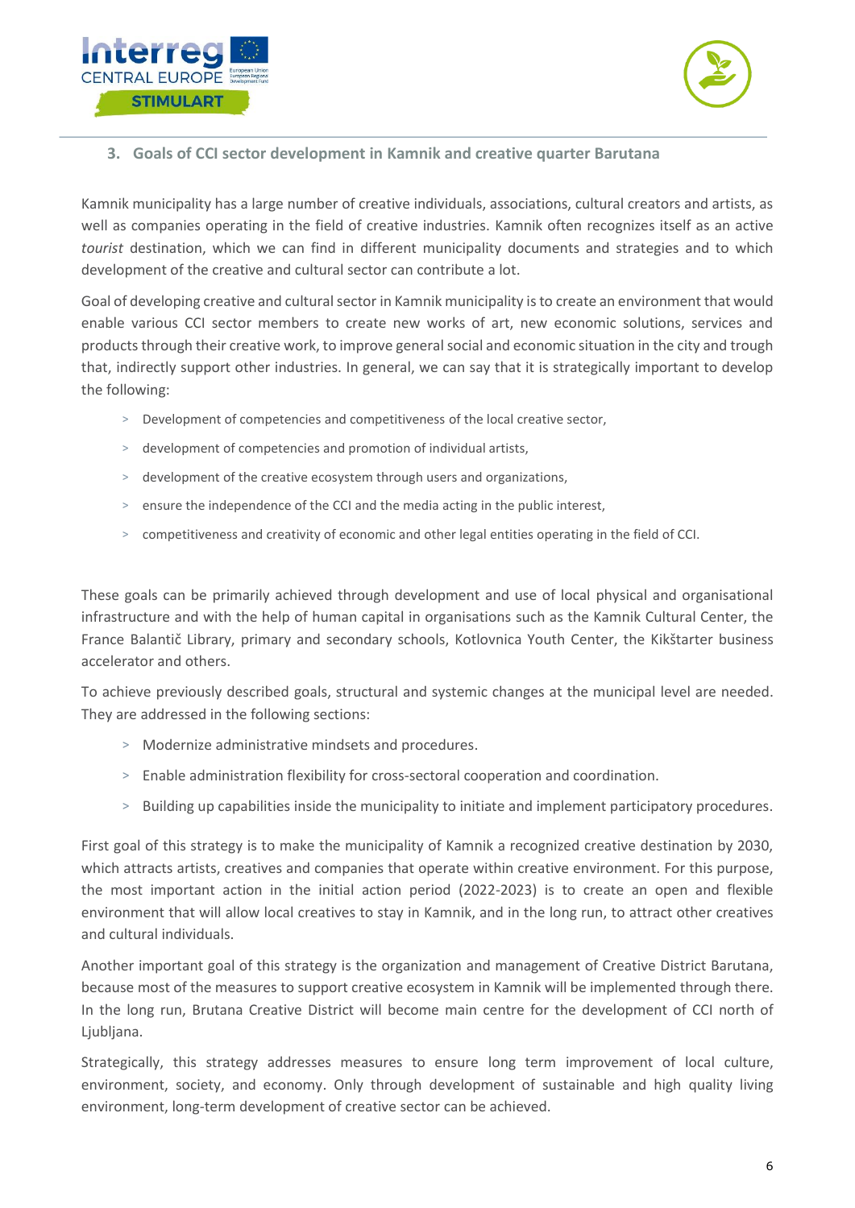## 3. Goals of CCI sector development in Kamnik and creative quarter Barutana

Kamnik municipality has a large number of creative individuals, associations, cultural creators and artists, as well as companies operating in the field of creative industries. Kamnik often recognizes itself as an active *tourist* destination, which we can find in different municipality documents and strategies and to which development of the creative and cultural sector can contribute a lot.

Goal of developing creative and cultural sector in Kamnik municipality is to create an environment that would enable various CCI sector members to create new works of art, new economic solutions, services and products through their creative work, to improve general social and economic situation in the city and trough that, indirectly support other industries. In general, we can say that it is strategically important to develop the following:

- Development of competencies and competitiveness of the local creative sector,
- development of competencies and promotion of individual artists,
- development of the creative ecosystem through users and organizations,
- ensure the independence of the CCI and the media acting in the public interest,
- competitiveness and creativity of economic and other legal entities operating in the field of CCI.

These goals can be primarily achieved through development and use of local physical and organisational infrastructure and with the help of human capital in organisations such as the Kamnik Cultural Center, the France Balantič Library, primary and secondary schools, Kotlovnica Youth Center, the Kikštarter business accelerator and others.

To achieve previously described goals, structural and systemic changes at the municipal level are needed. They are addressed in the following sections:

- Modernize administrative mindsets and procedures.
- Enable administration flexibility for cross-sectoral cooperation and coordination.
- Building up capabilities inside the municipality to initiate and implement participatory procedures.

First goal of this strategy is to make the municipality of Kamnik a recognized creative destination by 2030, which attracts artists, creatives and companies that operate within creative environment. For this purpose, the most important action in the initial action period (2022-2023) is to create an open and flexible environment that will allow local creatives to stay in Kamnik, and in the long run, to attract other creatives and cultural individuals.

Another important goal of this strategy is the organization and management of Creative District Barutana, because most of the measures to support creative ecosystem in Kamnik will be implemented through there. In the long run, Brutana Creative District will become main centre for the development of CCI north of Ljubljana.

Strategically, this strategy addresses measures to ensure long term improvement of local culture, environment, society, and economy. Only through development of sustainable and high quality living environment, long-term development of creative sector can be achieved.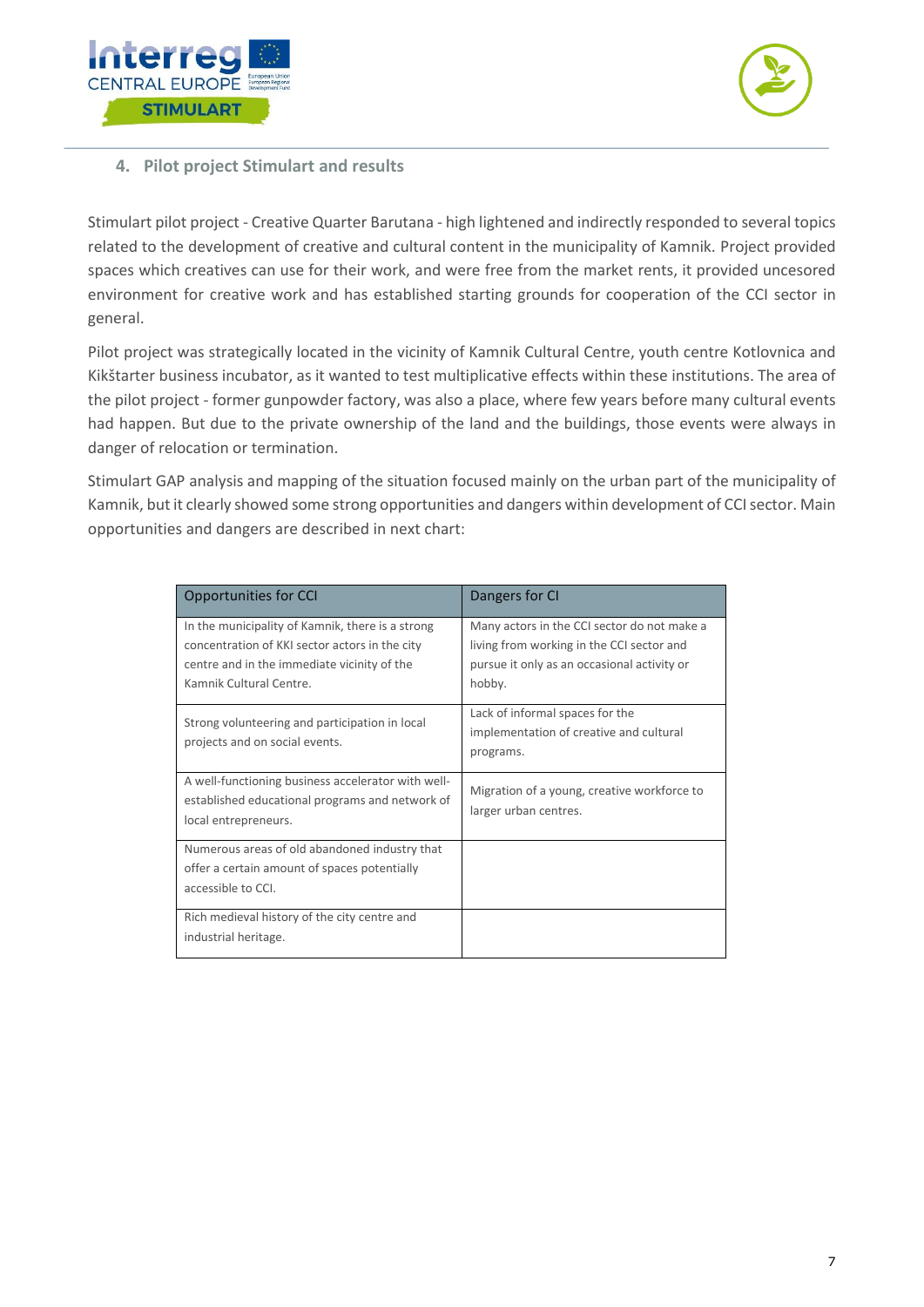## 4. Pilot project Stimulart and results

Stimulart pilot project - Creative Quarter Barutana - high lightened and indirectly responded to several topics related to the development of creative and cultural content in the municipality of Kamnik. Project provided spaces which creatives can use for their work, and were free from the market rents, it provided uncesored environment for creative work and has established starting grounds for cooperation of the CCI sector in general.

Pilot project was strategically located in the vicinity of Kamnik Cultural Centre, youth centre Kotlovnica and Kikštarter business incubator, as it wanted to test multiplicative effects within these institutions. The area of the pilot project - former gunpowder factory, was also a place, where few years before many cultural events had happen. But due to the private ownership of the land and the buildings, those events were always in danger of relocation or termination.

Stimulart GAP analysis and mapping of the situation focused mainly on the urban part of the municipality of Kamnik, but it clearly showed some strong opportunities and dangers within development of CCI sector. Main opportunities and dangers are described in next chart:

| Opportunities for CCI | Dangers for CI |
|---|---|
| In the municipality of Kamnik, there is a strong concentration of KKI sector actors in the city centre and in the immediate vicinity of the Kamnik Cultural Centre. | Many actors in the CCI sector do not make a living from working in the CCI sector and pursue it only as an occasional activity or hobby. |
| Strong volunteering and participation in local projects and on social events. | Lack of informal spaces for the implementation of creative and cultural programs. |
| A well-functioning business accelerator with well-established educational programs and network of local entrepreneurs. | Migration of a young, creative workforce to larger urban centres. |
| Numerous areas of old abandoned industry that offer a certain amount of spaces potentially accessible to CCI. | |
| Rich medieval history of the city centre and industrial heritage. | |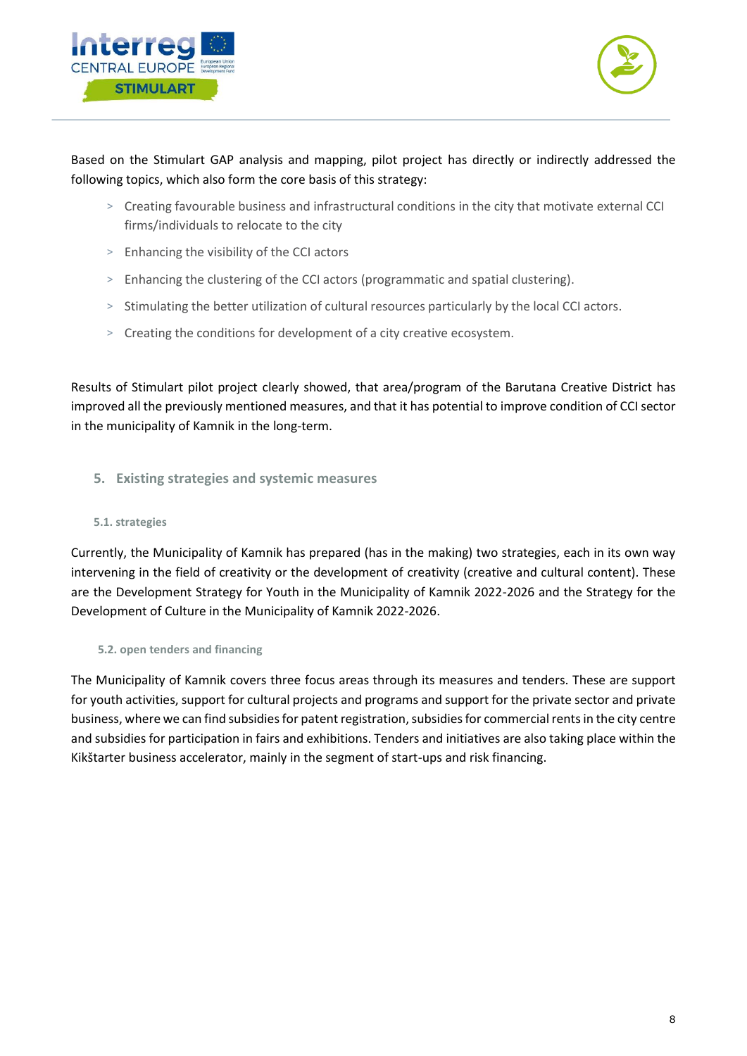Based on the Stimulart GAP analysis and mapping, pilot project has directly or indirectly addressed the following topics, which also form the core basis of this strategy:

- Creating favourable business and infrastructural conditions in the city that motivate external CCI firms/individuals to relocate to the city
- Enhancing the visibility of the CCI actors
- Enhancing the clustering of the CCI actors (programmatic and spatial clustering).
- Stimulating the better utilization of cultural resources particularly by the local CCI actors.
- Creating the conditions for development of a city creative ecosystem.

Results of Stimulart pilot project clearly showed, that area/program of the Barutana Creative District has improved all the previously mentioned measures, and that it has potential to improve condition of CCI sector in the municipality of Kamnik in the long-term.

## 5. Existing strategies and systemic measures

### 5.1. strategies

Currently, the Municipality of Kamnik has prepared (has in the making) two strategies, each in its own way intervening in the field of creativity or the development of creativity (creative and cultural content). These are the Development Strategy for Youth in the Municipality of Kamnik 2022-2026 and the Strategy for the Development of Culture in the Municipality of Kamnik 2022-2026.

### 5.2. open tenders and financing

The Municipality of Kamnik covers three focus areas through its measures and tenders. These are support for youth activities, support for cultural projects and programs and support for the private sector and private business, where we can find subsidies for patent registration, subsidies for commercial rents in the city centre and subsidies for participation in fairs and exhibitions. Tenders and initiatives are also taking place within the Kikštarter business accelerator, mainly in the segment of start-ups and risk financing.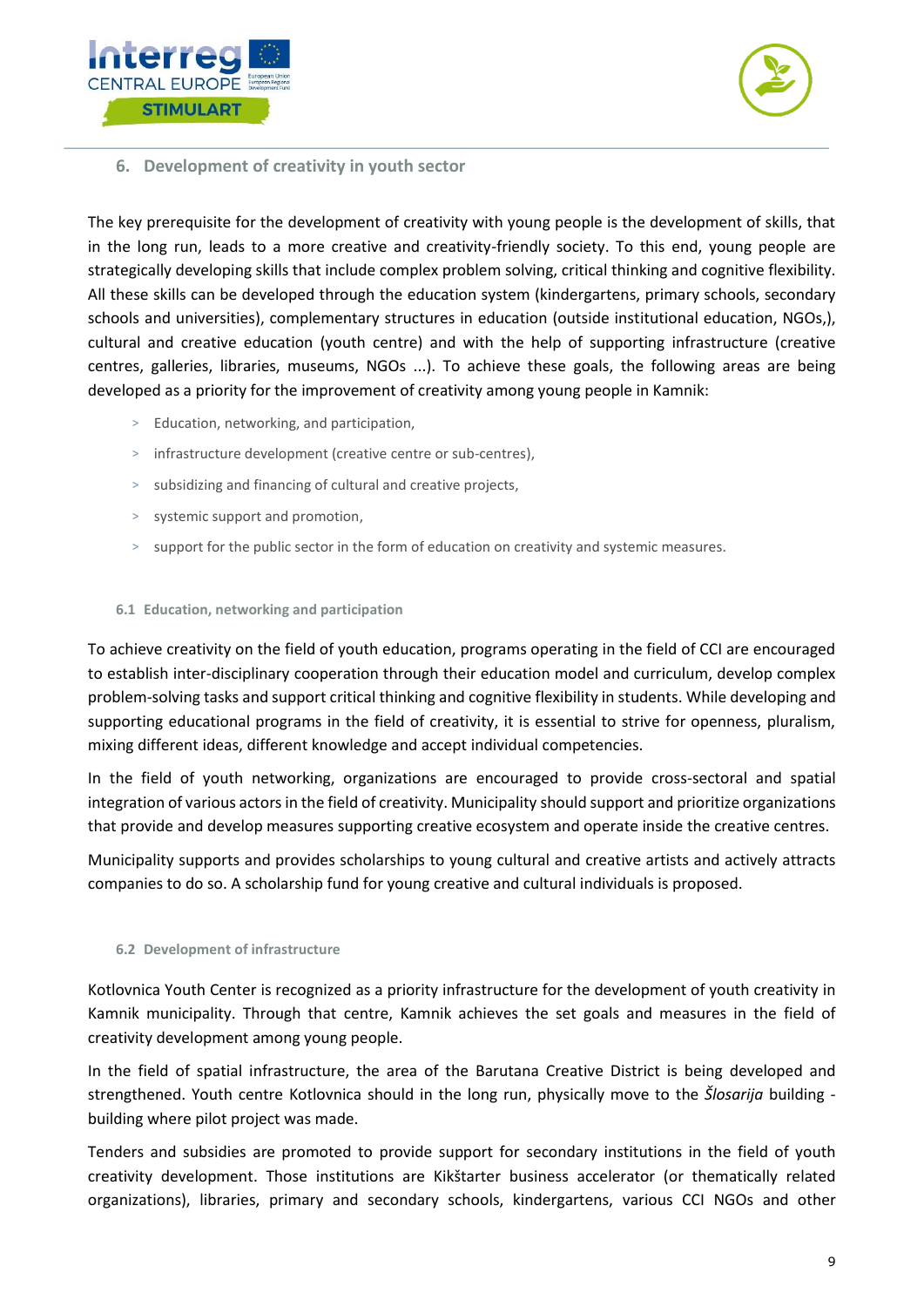## 6. Development of creativity in youth sector

The key prerequisite for the development of creativity with young people is the development of skills, that in the long run, leads to a more creative and creativity-friendly society. To this end, young people are strategically developing skills that include complex problem solving, critical thinking and cognitive flexibility. All these skills can be developed through the education system (kindergartens, primary schools, secondary schools and universities), complementary structures in education (outside institutional education, NGOs,), cultural and creative education (youth centre) and with the help of supporting infrastructure (creative centres, galleries, libraries, museums, NGOs ...). To achieve these goals, the following areas are being developed as a priority for the improvement of creativity among young people in Kamnik:

- Education, networking, and participation,
- infrastructure development (creative centre or sub-centres),
- subsidizing and financing of cultural and creative projects,
- systemic support and promotion,
- support for the public sector in the form of education on creativity and systemic measures.

### 6.1 Education, networking and participation

To achieve creativity on the field of youth education, programs operating in the field of CCI are encouraged to establish inter-disciplinary cooperation through their education model and curriculum, develop complex problem-solving tasks and support critical thinking and cognitive flexibility in students. While developing and supporting educational programs in the field of creativity, it is essential to strive for openness, pluralism, mixing different ideas, different knowledge and accept individual competencies.

In the field of youth networking, organizations are encouraged to provide cross-sectoral and spatial integration of various actors in the field of creativity. Municipality should support and prioritize organizations that provide and develop measures supporting creative ecosystem and operate inside the creative centres.

Municipality supports and provides scholarships to young cultural and creative artists and actively attracts companies to do so. A scholarship fund for young creative and cultural individuals is proposed.

### 6.2 Development of infrastructure

Kotlovnica Youth Center is recognized as a priority infrastructure for the development of youth creativity in Kamnik municipality. Through that centre, Kamnik achieves the set goals and measures in the field of creativity development among young people.

In the field of spatial infrastructure, the area of the Barutana Creative District is being developed and strengthened. Youth centre Kotlovnica should in the long run, physically move to the *Šlosarija* building - building where pilot project was made.

Tenders and subsidies are promoted to provide support for secondary institutions in the field of youth creativity development. Those institutions are Kikštarter business accelerator (or thematically related organizations), libraries, primary and secondary schools, kindergartens, various CCI NGOs and other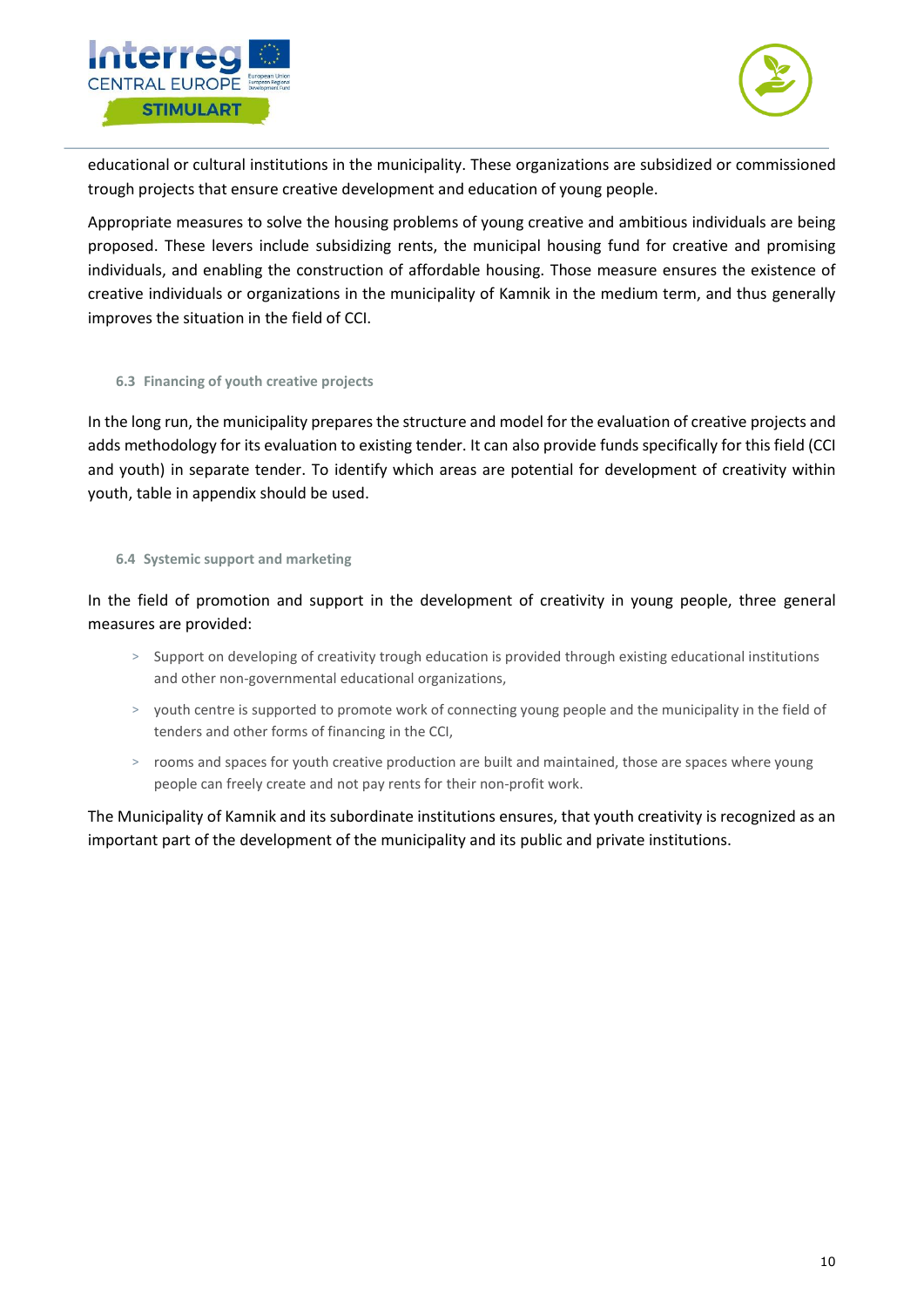educational or cultural institutions in the municipality. These organizations are subsidized or commissioned trough projects that ensure creative development and education of young people.

Appropriate measures to solve the housing problems of young creative and ambitious individuals are being proposed. These levers include subsidizing rents, the municipal housing fund for creative and promising individuals, and enabling the construction of affordable housing. Those measure ensures the existence of creative individuals or organizations in the municipality of Kamnik in the medium term, and thus generally improves the situation in the field of CCI.

### 6.3 Financing of youth creative projects

In the long run, the municipality prepares the structure and model for the evaluation of creative projects and adds methodology for its evaluation to existing tender. It can also provide funds specifically for this field (CCI and youth) in separate tender. To identify which areas are potential for development of creativity within youth, table in appendix should be used.

### 6.4 Systemic support and marketing

In the field of promotion and support in the development of creativity in young people, three general measures are provided:

- Support on developing of creativity trough education is provided through existing educational institutions and other non-governmental educational organizations,
- youth centre is supported to promote work of connecting young people and the municipality in the field of tenders and other forms of financing in the CCI,
- rooms and spaces for youth creative production are built and maintained, those are spaces where young people can freely create and not pay rents for their non-profit work.

The Municipality of Kamnik and its subordinate institutions ensures, that youth creativity is recognized as an important part of the development of the municipality and its public and private institutions.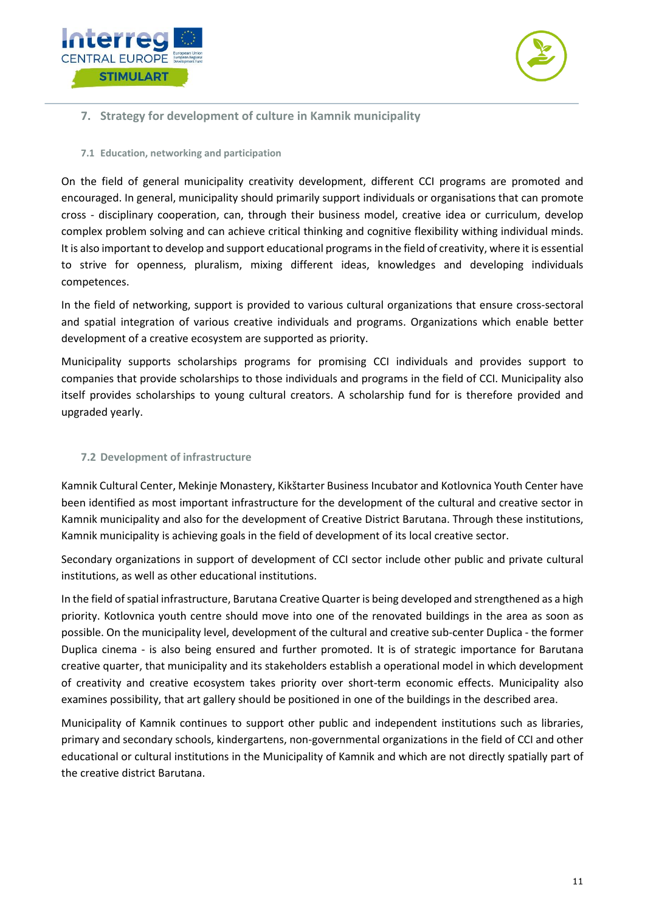## 7. Strategy for development of culture in Kamnik municipality

### 7.1 Education, networking and participation

On the field of general municipality creativity development, different CCI programs are promoted and encouraged. In general, municipality should primarily support individuals or organisations that can promote cross - disciplinary cooperation, can, through their business model, creative idea or curriculum, develop complex problem solving and can achieve critical thinking and cognitive flexibility withing individual minds. It is also important to develop and support educational programs in the field of creativity, where it is essential to strive for openness, pluralism, mixing different ideas, knowledges and developing individuals competences.

In the field of networking, support is provided to various cultural organizations that ensure cross-sectoral and spatial integration of various creative individuals and programs. Organizations which enable better development of a creative ecosystem are supported as priority.

Municipality supports scholarships programs for promising CCI individuals and provides support to companies that provide scholarships to those individuals and programs in the field of CCI. Municipality also itself provides scholarships to young cultural creators. A scholarship fund for is therefore provided and upgraded yearly.

### 7.2 Development of infrastructure

Kamnik Cultural Center, Mekinje Monastery, Kikštarter Business Incubator and Kotlovnica Youth Center have been identified as most important infrastructure for the development of the cultural and creative sector in Kamnik municipality and also for the development of Creative District Barutana. Through these institutions, Kamnik municipality is achieving goals in the field of development of its local creative sector.

Secondary organizations in support of development of CCI sector include other public and private cultural institutions, as well as other educational institutions.

In the field of spatial infrastructure, Barutana Creative Quarter is being developed and strengthened as a high priority. Kotlovnica youth centre should move into one of the renovated buildings in the area as soon as possible. On the municipality level, development of the cultural and creative sub-center Duplica - the former Duplica cinema - is also being ensured and further promoted. It is of strategic importance for Barutana creative quarter, that municipality and its stakeholders establish a operational model in which development of creativity and creative ecosystem takes priority over short-term economic effects. Municipality also examines possibility, that art gallery should be positioned in one of the buildings in the described area.

Municipality of Kamnik continues to support other public and independent institutions such as libraries, primary and secondary schools, kindergartens, non-governmental organizations in the field of CCI and other educational or cultural institutions in the Municipality of Kamnik and which are not directly spatially part of the creative district Barutana.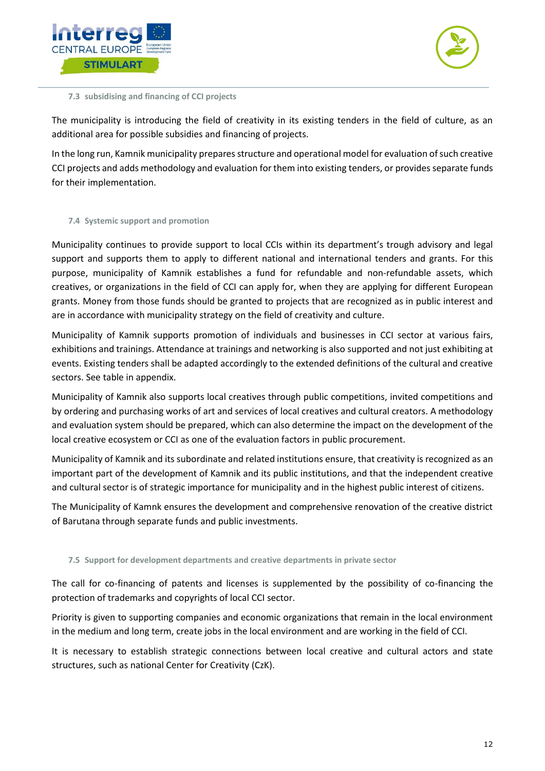### 7.3 subsidising and financing of CCI projects

The municipality is introducing the field of creativity in its existing tenders in the field of culture, as an additional area for possible subsidies and financing of projects.

In the long run, Kamnik municipality prepares structure and operational model for evaluation of such creative CCI projects and adds methodology and evaluation for them into existing tenders, or provides separate funds for their implementation.

### 7.4 Systemic support and promotion

Municipality continues to provide support to local CCIs within its department's trough advisory and legal support and supports them to apply to different national and international tenders and grants. For this purpose, municipality of Kamnik establishes a fund for refundable and non-refundable assets, which creatives, or organizations in the field of CCI can apply for, when they are applying for different European grants. Money from those funds should be granted to projects that are recognized as in public interest and are in accordance with municipality strategy on the field of creativity and culture.

Municipality of Kamnik supports promotion of individuals and businesses in CCI sector at various fairs, exhibitions and trainings. Attendance at trainings and networking is also supported and not just exhibiting at events. Existing tenders shall be adapted accordingly to the extended definitions of the cultural and creative sectors. See table in appendix.

Municipality of Kamnik also supports local creatives through public competitions, invited competitions and by ordering and purchasing works of art and services of local creatives and cultural creators. A methodology and evaluation system should be prepared, which can also determine the impact on the development of the local creative ecosystem or CCI as one of the evaluation factors in public procurement.

Municipality of Kamnik and its subordinate and related institutions ensure, that creativity is recognized as an important part of the development of Kamnik and its public institutions, and that the independent creative and cultural sector is of strategic importance for municipality and in the highest public interest of citizens.

The Municipality of Kamnk ensures the development and comprehensive renovation of the creative district of Barutana through separate funds and public investments.

### 7.5 Support for development departments and creative departments in private sector

The call for co-financing of patents and licenses is supplemented by the possibility of co-financing the protection of trademarks and copyrights of local CCI sector.

Priority is given to supporting companies and economic organizations that remain in the local environment in the medium and long term, create jobs in the local environment and are working in the field of CCI.

It is necessary to establish strategic connections between local creative and cultural actors and state structures, such as national Center for Creativity (CzK).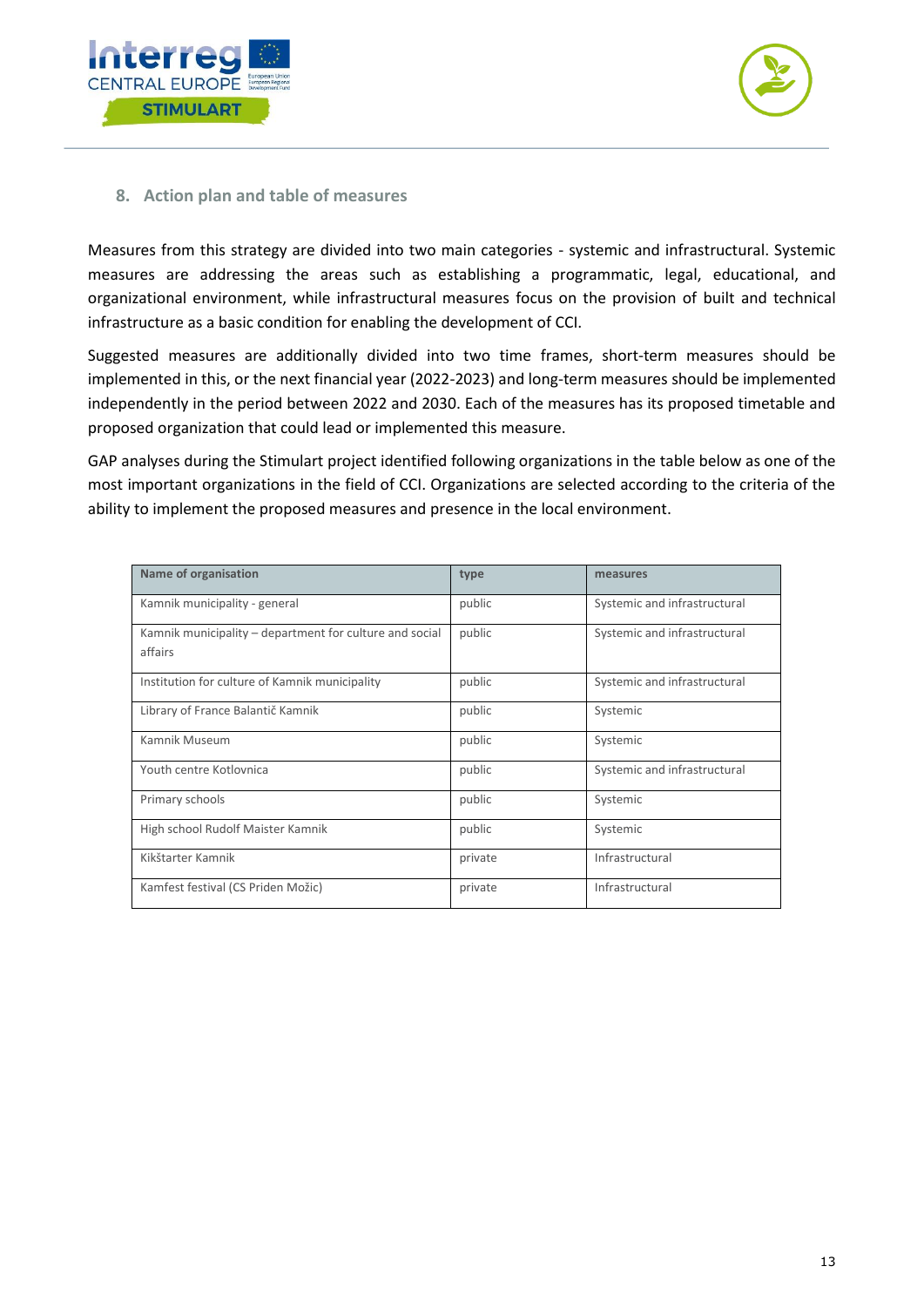## 8. Action plan and table of measures

Measures from this strategy are divided into two main categories - systemic and infrastructural. Systemic measures are addressing the areas such as establishing a programmatic, legal, educational, and organizational environment, while infrastructural measures focus on the provision of built and technical infrastructure as a basic condition for enabling the development of CCI.

Suggested measures are additionally divided into two time frames, short-term measures should be implemented in this, or the next financial year (2022-2023) and long-term measures should be implemented independently in the period between 2022 and 2030. Each of the measures has its proposed timetable and proposed organization that could lead or implemented this measure.

GAP analyses during the Stimulart project identified following organizations in the table below as one of the most important organizations in the field of CCI. Organizations are selected according to the criteria of the ability to implement the proposed measures and presence in the local environment.

| Name of organisation | type | measures |
|---|---|---|
| Kamnik municipality - general | public | Systemic and infrastructural |
| Kamnik municipality – department for culture and social affairs | public | Systemic and infrastructural |
| Institution for culture of Kamnik municipality | public | Systemic and infrastructural |
| Library of France Balantič Kamnik | public | Systemic |
| Kamnik Museum | public | Systemic |
| Youth centre Kotlovnica | public | Systemic and infrastructural |
| Primary schools | public | Systemic |
| High school Rudolf Maister Kamnik | public | Systemic |
| Kikštarter Kamnik | private | Infrastructural |
| Kamfest festival (CS Priden Možic) | private | Infrastructural |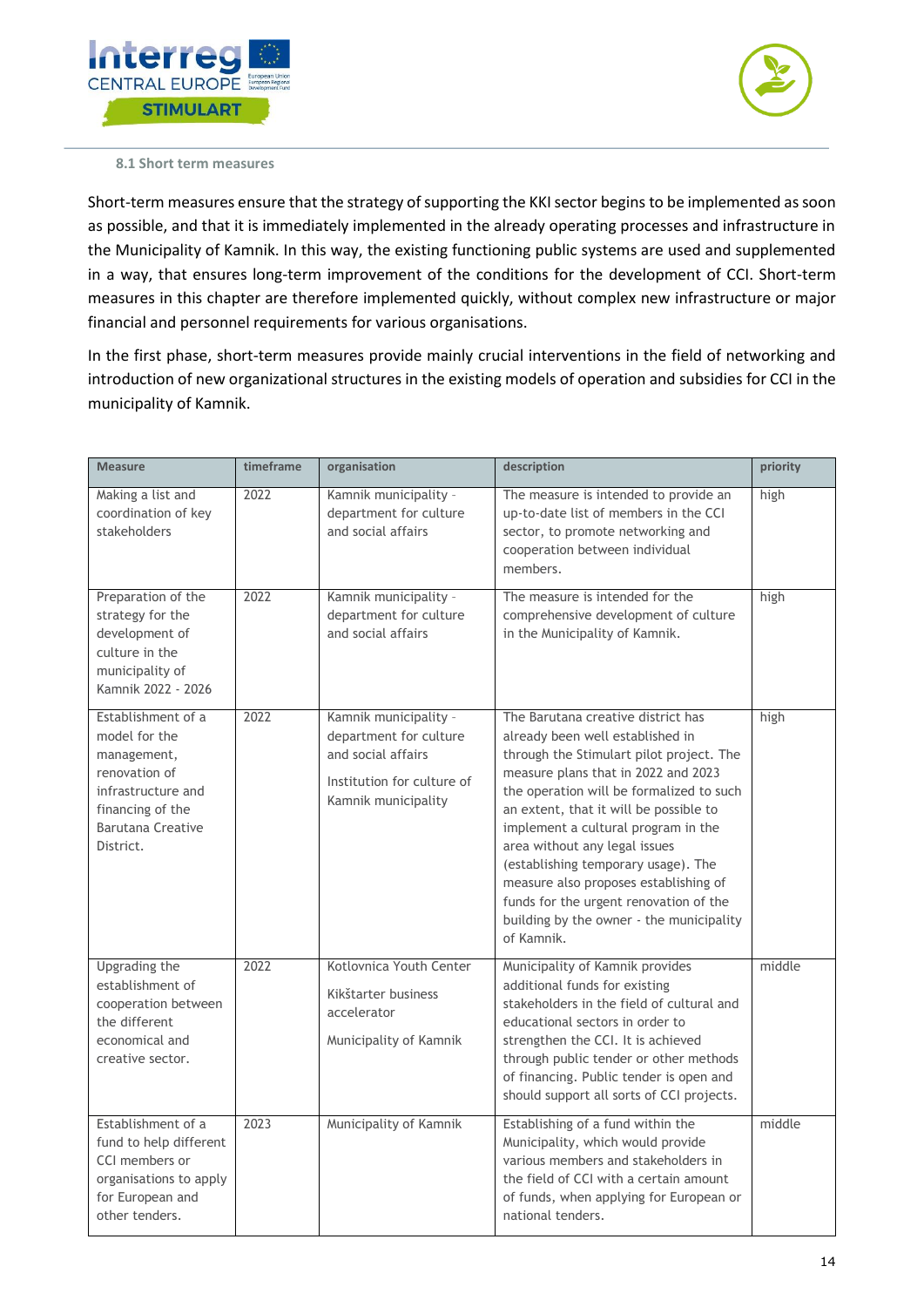### 8.1 Short term measures

Short-term measures ensure that the strategy of supporting the KKI sector begins to be implemented as soon as possible, and that it is immediately implemented in the already operating processes and infrastructure in the Municipality of Kamnik. In this way, the existing functioning public systems are used and supplemented in a way, that ensures long-term improvement of the conditions for the development of CCI. Short-term measures in this chapter are therefore implemented quickly, without complex new infrastructure or major financial and personnel requirements for various organisations.

In the first phase, short-term measures provide mainly crucial interventions in the field of networking and introduction of new organizational structures in the existing models of operation and subsidies for CCI in the municipality of Kamnik.

| Measure | timeframe | organisation | description | priority |
|---|---|---|---|---|
| Making a list and coordination of key stakeholders | 2022 | Kamnik municipality - department for culture and social affairs | The measure is intended to provide an up-to-date list of members in the CCI sector, to promote networking and cooperation between individual members. | high |
| Preparation of the strategy for the development of culture in the municipality of Kamnik 2022 - 2026 | 2022 | Kamnik municipality - department for culture and social affairs | The measure is intended for the comprehensive development of culture in the Municipality of Kamnik. | high |
| Establishment of a model for the management, renovation of infrastructure and financing of the Barutana Creative District. | 2022 | Kamnik municipality - department for culture and social affairs<br><br>Institution for culture of Kamnik municipality | The Barutana creative district has already been well established in through the Stimulart pilot project. The measure plans that in 2022 and 2023 the operation will be formalized to such an extent, that it will be possible to implement a cultural program in the area without any legal issues (establishing temporary usage). The measure also proposes establishing of funds for the urgent renovation of the building by the owner - the municipality of Kamnik. | high |
| Upgrading the establishment of cooperation between the different economical and creative sector. | 2022 | Kotlovnica Youth Center<br><br>Kikštarter business accelerator<br><br>Municipality of Kamnik | Municipality of Kamnik provides additional funds for existing stakeholders in the field of cultural and educational sectors in order to strengthen the CCI. It is achieved through public tender or other methods of financing. Public tender is open and should support all sorts of CCI projects. | middle |
| Establishment of a fund to help different CCI members or organisations to apply for European and other tenders. | 2023 | Municipality of Kamnik | Establishing of a fund within the Municipality, which would provide various members and stakeholders in the field of CCI with a certain amount of funds, when applying for European or national tenders. | middle |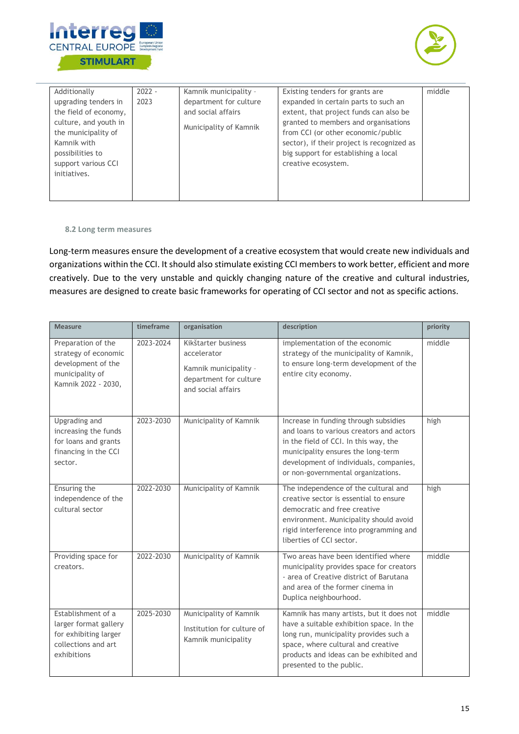| | | | | |
|---|---|---|---|---|
| Additionally upgrading tenders in the field of economy, culture, and youth in the municipality of Kamnik with possibilities to support various CCI initiatives. | 2022 - 2023 | Kamnik municipality - department for culture and social affairs<br><br>Municipality of Kamnik | Existing tenders for grants are expanded in certain parts to such an extent, that project funds can also be granted to members and organisations from CCI (or other economic/public sector), if their project is recognized as big support for establishing a local creative ecosystem. | middle |

### 8.2 Long term measures

Long-term measures ensure the development of a creative ecosystem that would create new individuals and organizations within the CCI. It should also stimulate existing CCI members to work better, efficient and more creatively. Due to the very unstable and quickly changing nature of the creative and cultural industries, measures are designed to create basic frameworks for operating of CCI sector and not as specific actions.

| Measure | timeframe | organisation | description | priority |
|---|---|---|---|---|
| Preparation of the strategy of economic development of the municipality of Kamnik 2022 - 2030, | 2023-2024 | Kikštarter business accelerator<br><br>Kamnik municipality - department for culture and social affairs | implementation of the economic strategy of the municipality of Kamnik, to ensure long-term development of the entire city economy. | middle |
| Upgrading and increasing the funds for loans and grants financing in the CCI sector. | 2023-2030 | Municipality of Kamnik | Increase in funding through subsidies and loans to various creators and actors in the field of CCI. In this way, the municipality ensures the long-term development of individuals, companies, or non-governmental organizations. | high |
| Ensuring the independence of the cultural sector | 2022-2030 | Municipality of Kamnik | The independence of the cultural and creative sector is essential to ensure democratic and free creative environment. Municipality should avoid rigid interference into programming and liberties of CCI sector. | high |
| Providing space for creators. | 2022-2030 | Municipality of Kamnik | Two areas have been identified where municipality provides space for creators - area of Creative district of Barutana and area of the former cinema in Duplica neighbourhood. | middle |
| Establishment of a larger format gallery for exhibiting larger collections and art exhibitions | 2025-2030 | Municipality of Kamnik<br><br>Institution for culture of Kamnik municipality | Kamnik has many artists, but it does not have a suitable exhibition space. In the long run, municipality provides such a space, where cultural and creative products and ideas can be exhibited and presented to the public. | middle |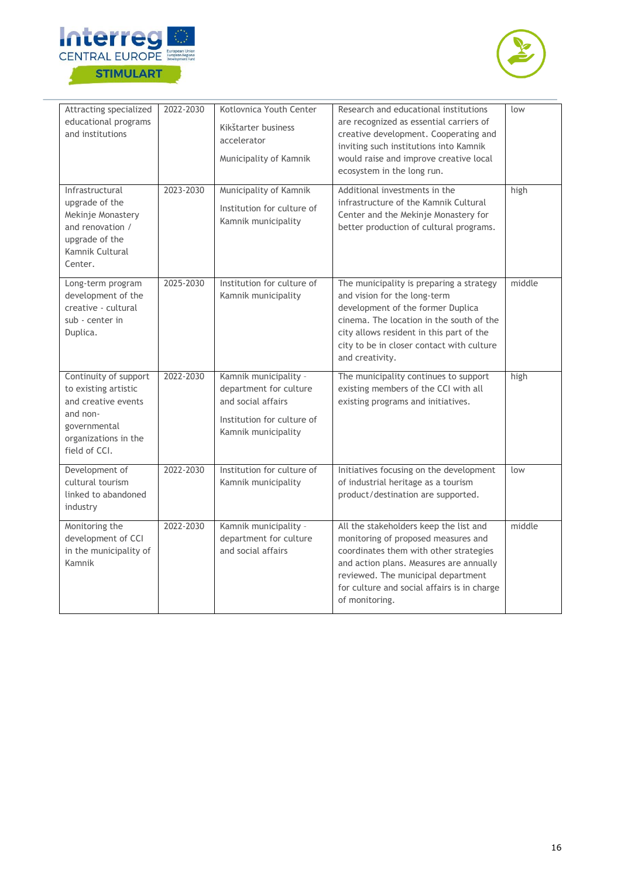| | | | | |
|---|---|---|---|---|
| Attracting specialized educational programs and institutions | 2022-2030 | Kotlovnica Youth Center<br><br>Kikštarter business accelerator<br><br>Municipality of Kamnik | Research and educational institutions are recognized as essential carriers of creative development. Cooperating and inviting such institutions into Kamnik would raise and improve creative local ecosystem in the long run. | low |
| Infrastructural upgrade of the Mekinje Monastery and renovation / upgrade of the Kamnik Cultural Center. | 2023-2030 | Municipality of Kamnik<br><br>Institution for culture of Kamnik municipality | Additional investments in the infrastructure of the Kamnik Cultural Center and the Mekinje Monastery for better production of cultural programs. | high |
| Long-term program development of the creative - cultural sub - center in Duplica. | 2025-2030 | Institution for culture of Kamnik municipality | The municipality is preparing a strategy and vision for the long-term development of the former Duplica cinema. The location in the south of the city allows resident in this part of the city to be in closer contact with culture and creativity. | middle |
| Continuity of support to existing artistic and creative events and non-governmental organizations in the field of CCI. | 2022-2030 | Kamnik municipality - department for culture and social affairs<br><br>Institution for culture of Kamnik municipality | The municipality continues to support existing members of the CCI with all existing programs and initiatives. | high |
| Development of cultural tourism linked to abandoned industry | 2022-2030 | Institution for culture of Kamnik municipality | Initiatives focusing on the development of industrial heritage as a tourism product/destination are supported. | low |
| Monitoring the development of CCI in the municipality of Kamnik | 2022-2030 | Kamnik municipality - department for culture and social affairs | All the stakeholders keep the list and monitoring of proposed measures and coordinates them with other strategies and action plans. Measures are annually reviewed. The municipal department for culture and social affairs is in charge of monitoring. | middle |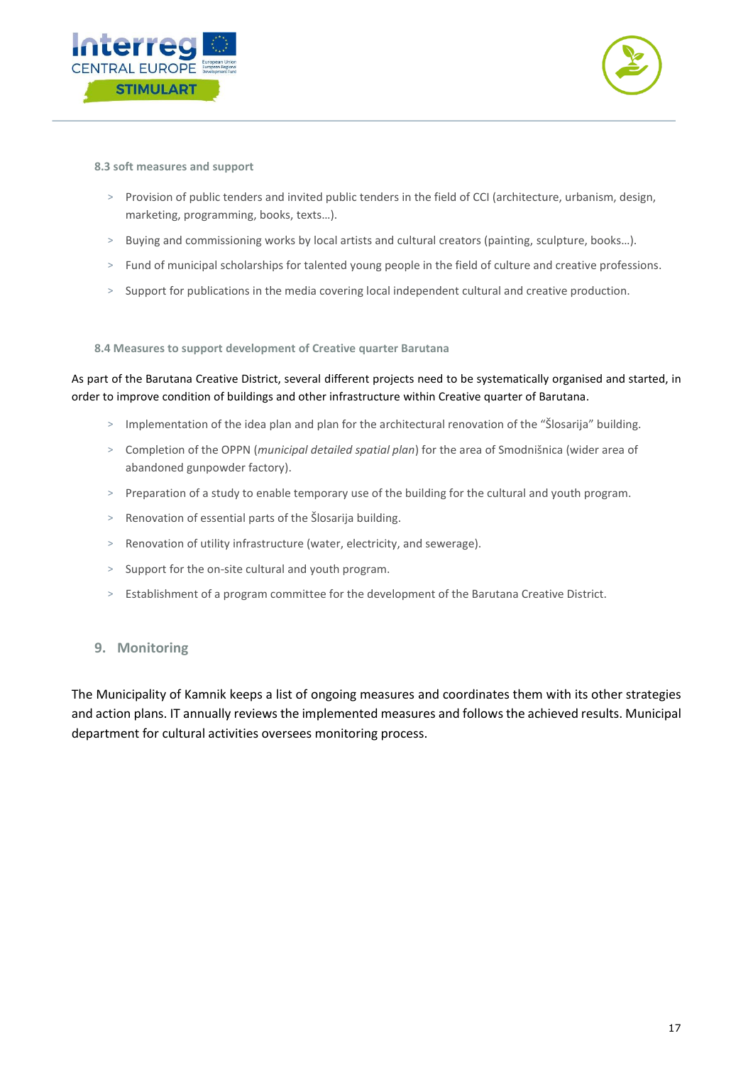### 8.3 soft measures and support

- Provision of public tenders and invited public tenders in the field of CCI (architecture, urbanism, design, marketing, programming, books, texts…).
- Buying and commissioning works by local artists and cultural creators (painting, sculpture, books…).
- Fund of municipal scholarships for talented young people in the field of culture and creative professions.
- Support for publications in the media covering local independent cultural and creative production.

### 8.4 Measures to support development of Creative quarter Barutana

As part of the Barutana Creative District, several different projects need to be systematically organised and started, in order to improve condition of buildings and other infrastructure within Creative quarter of Barutana.

- Implementation of the idea plan and plan for the architectural renovation of the "Šlosarija" building.
- Completion of the OPPN (*municipal detailed spatial plan*) for the area of Smodnišnica (wider area of abandoned gunpowder factory).
- Preparation of a study to enable temporary use of the building for the cultural and youth program.
- Renovation of essential parts of the Šlosarija building.
- Renovation of utility infrastructure (water, electricity, and sewerage).
- Support for the on-site cultural and youth program.
- Establishment of a program committee for the development of the Barutana Creative District.

## 9. Monitoring

The Municipality of Kamnik keeps a list of ongoing measures and coordinates them with its other strategies and action plans. IT annually reviews the implemented measures and follows the achieved results. Municipal department for cultural activities oversees monitoring process.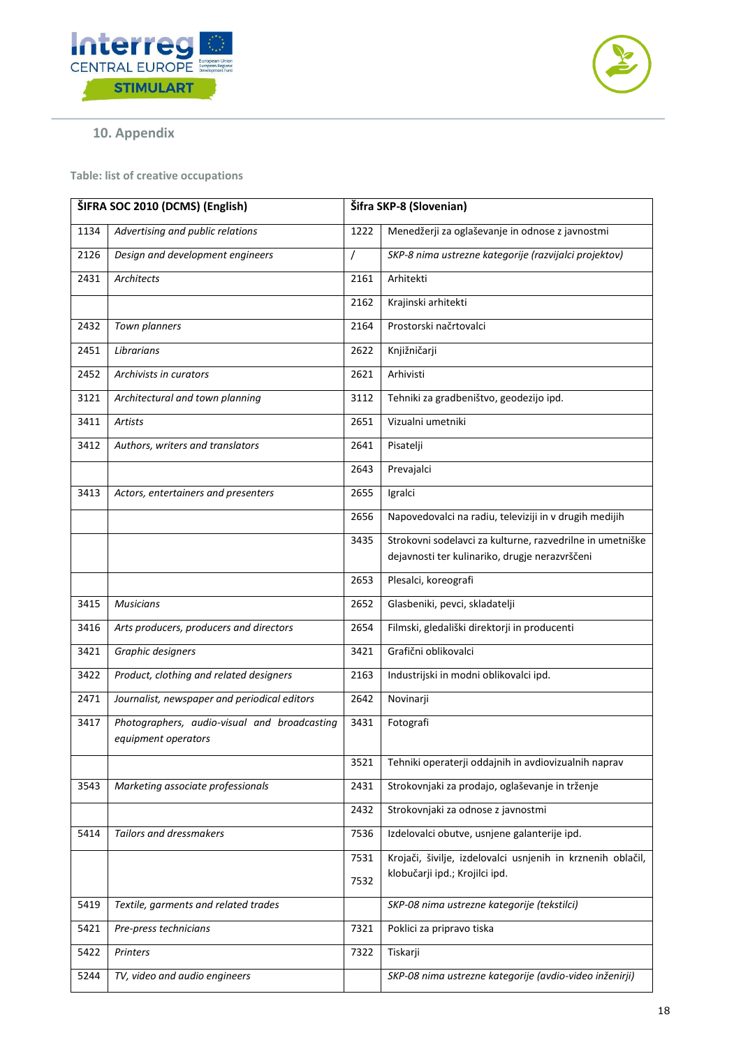## 10. Appendix

**Table: list of creative occupations**

| ŠIFRA SOC 2010 (DCMS) (English) | | Šifra SKP-8 (Slovenian) | |
|---|---|---|---|
| 1134 | *Advertising and public relations* | 1222 | Menedžerji za oglaševanje in odnose z javnostmi |
| 2126 | *Design and development engineers* | / | *SKP-8 nima ustrezne kategorije (razvijalci projektov)* |
| 2431 | *Architects* | 2161 | Arhitekti |
| | | 2162 | Krajinski arhitekti |
| 2432 | *Town planners* | 2164 | Prostorski načrtovalci |
| 2451 | *Librarians* | 2622 | Knjižničarji |
| 2452 | *Archivists in curators* | 2621 | Arhivisti |
| 3121 | *Architectural and town planning* | 3112 | Tehniki za gradbeništvo, geodezijo ipd. |
| 3411 | *Artists* | 2651 | Vizualni umetniki |
| 3412 | *Authors, writers and translators* | 2641 | Pisatelji |
| | | 2643 | Prevajalci |
| 3413 | *Actors, entertainers and presenters* | 2655 | Igralci |
| | | 2656 | Napovedovalci na radiu, televiziji in v drugih medijih |
| | | 3435 | Strokovni sodelavci za kulturne, razvedrilne in umetniške dejavnosti ter kulinariko, drugje nerazvrščeni |
| | | 2653 | Plesalci, koreografi |
| 3415 | *Musicians* | 2652 | Glasbeniki, pevci, skladatelji |
| 3416 | *Arts producers, producers and directors* | 2654 | Filmski, gledališki direktorji in producenti |
| 3421 | *Graphic designers* | 3421 | Grafični oblikovalci |
| 3422 | *Product, clothing and related designers* | 2163 | Industrijski in modni oblikovalci ipd. |
| 2471 | *Journalist, newspaper and periodical editors* | 2642 | Novinarji |
| 3417 | *Photographers, audio-visual and broadcasting equipment operators* | 3431 | Fotografi |
| | | 3521 | Tehniki operaterji oddajnih in avdiovizualnih naprav |
| 3543 | *Marketing associate professionals* | 2431 | Strokovnjaki za prodajo, oglaševanje in trženje |
| | | 2432 | Strokovnjaki za odnose z javnostmi |
| 5414 | *Tailors and dressmakers* | 7536 | Izdelovalci obutve, usnjene galanterije ipd. |
| | | 7531 7532 | Krojači, šivilje, izdelovalci usnjenih in krznenih oblačil, klobučarji ipd.; Krojilci ipd. |
| 5419 | *Textile, garments and related trades* | | *SKP-08 nima ustrezne kategorije (tekstilci)* |
| 5421 | *Pre-press technicians* | 7321 | Poklici za pripravo tiska |
| 5422 | *Printers* | 7322 | Tiskarji |
| 5244 | *TV, video and audio engineers* | | *SKP-08 nima ustrezne kategorije (avdio-video inženirji)* |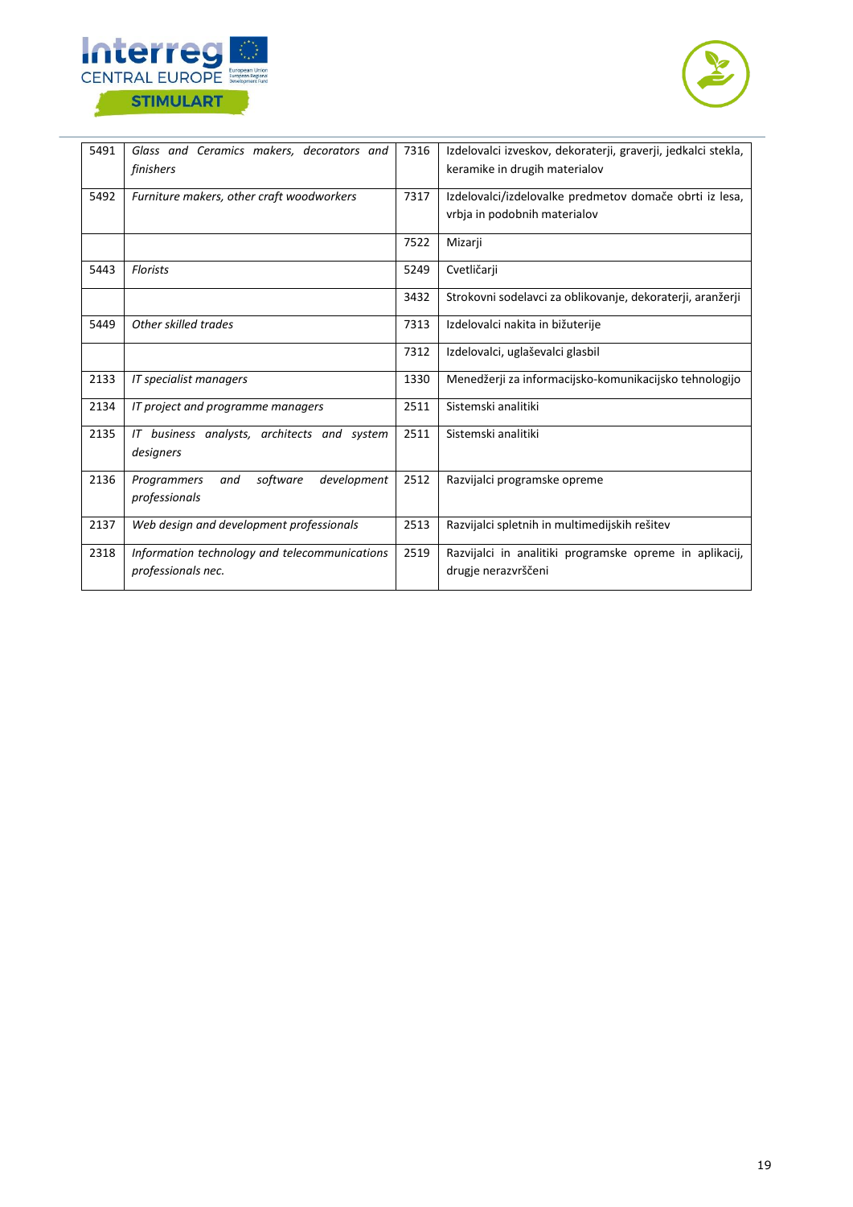| | | | |
|---|---|---|---|
| 5491 | *Glass and Ceramics makers, decorators and finishers* | 7316 | Izdelovalci izveskov, dekoraterji, graverji, jedkalci stekla, keramike in drugih materialov |
| 5492 | *Furniture makers, other craft woodworkers* | 7317 | Izdelovalci/izdelovalke predmetov domače obrti iz lesa, vrbja in podobnih materialov |
| | | 7522 | Mizarji |
| 5443 | *Florists* | 5249 | Cvetličarji |
| | | 3432 | Strokovni sodelavci za oblikovanje, dekoraterji, aranžerji |
| 5449 | *Other skilled trades* | 7313 | Izdelovalci nakita in bižuterije |
| | | 7312 | Izdelovalci, uglaševalci glasbil |
| 2133 | *IT specialist managers* | 1330 | Menedžerji za informacijsko-komunikacijsko tehnologijo |
| 2134 | *IT project and programme managers* | 2511 | Sistemski analitiki |
| 2135 | *IT business analysts, architects and system designers* | 2511 | Sistemski analitiki |
| 2136 | *Programmers and software development professionals* | 2512 | Razvijalci programske opreme |
| 2137 | *Web design and development professionals* | 2513 | Razvijalci spletnih in multimedijskih rešitev |
| 2318 | *Information technology and telecommunications professionals nec.* | 2519 | Razvijalci in analitiki programske opreme in aplikacij, drugje nerazvrščeni |